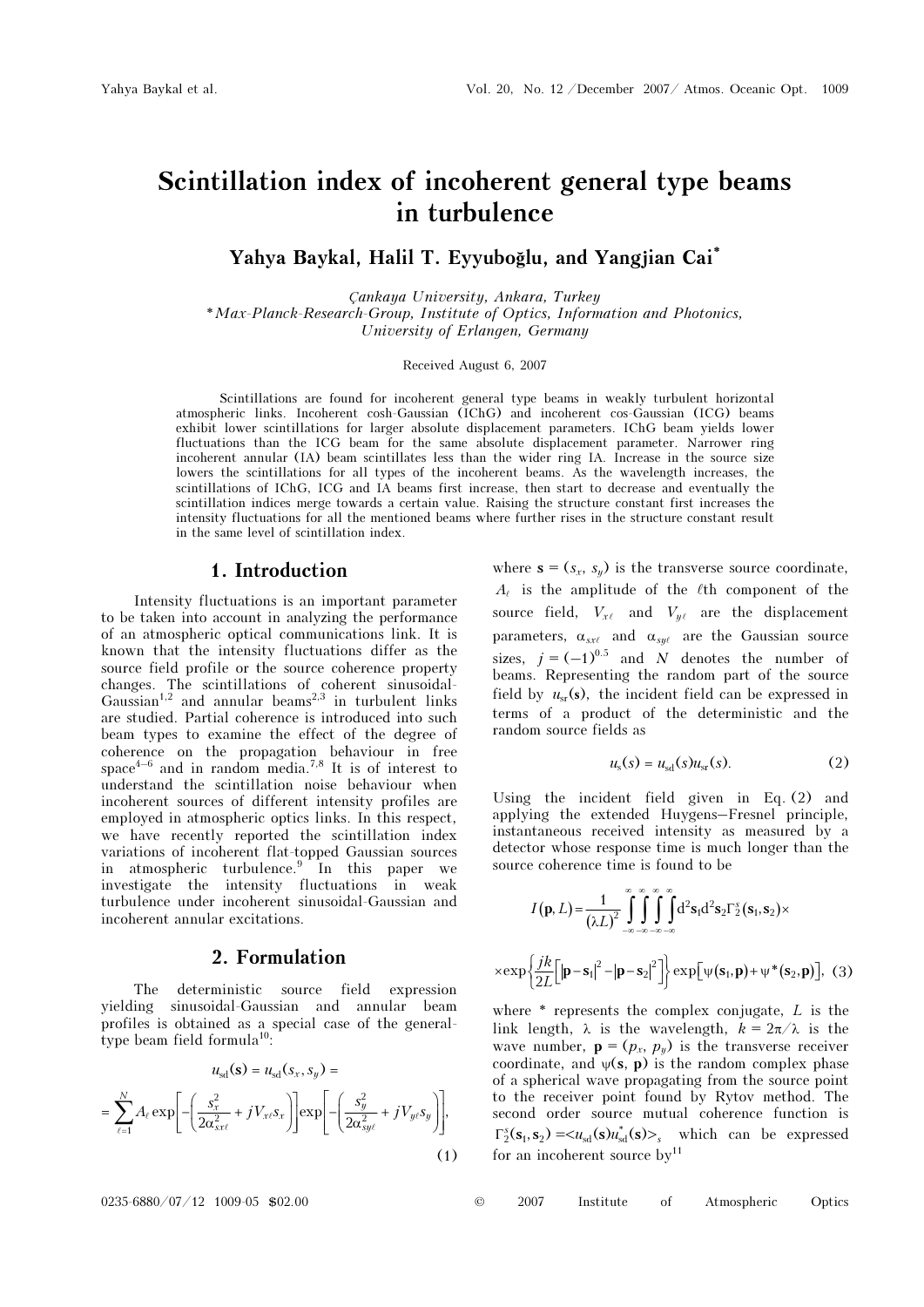# Scintillation index of incoherent general type beams in turbulence

**Yahya Baykal, Halil T. Eyyuboğlu, and Yangjian Cai***

*Çankaya University, Ankara, Turkey*
*\*Max-Planck-Research-Group, Institute of Optics, Information and Photonics, University of Erlangen, Germany*

Received August 6, 2007

Scintillations are found for incoherent general type beams in weakly turbulent horizontal atmospheric links. Incoherent cosh-Gaussian (IChG) and incoherent cos-Gaussian (ICG) beams exhibit lower scintillations for larger absolute displacement parameters. IChG beam yields lower fluctuations than the ICG beam for the same absolute displacement parameter. Narrower ring incoherent annular (IA) beam scintillates less than the wider ring IA. Increase in the source size lowers the scintillations for all types of the incoherent beams. As the wavelength increases, the scintillations of IChG, ICG and IA beams first increase, then start to decrease and eventually the scintillation indices merge towards a certain value. Raising the structure constant first increases the intensity fluctuations for all the mentioned beams where further rises in the structure constant result in the same level of scintillation index.

## 1. Introduction

Intensity fluctuations is an important parameter to be taken into account in analyzing the performance of an atmospheric optical communications link. It is known that the intensity fluctuations differ as the source field profile or the source coherence property changes. The scintillations of coherent sinusoidal-Gaussian[1,2] and annular beams[2,3] in turbulent links are studied. Partial coherence is introduced into such beam types to examine the effect of the degree of coherence on the propagation behaviour in free space[4–6] and in random media.[7,8] It is of interest to understand the scintillation noise behaviour when incoherent sources of different intensity profiles are employed in atmospheric optics links. In this respect, we have recently reported the scintillation index variations of incoherent flat-topped Gaussian sources in atmospheric turbulence.[9] In this paper we investigate the intensity fluctuations in weak turbulence under incoherent sinusoidal-Gaussian and incoherent annular excitations.

## 2. Formulation

The deterministic source field expression yielding sinusoidal-Gaussian and annular beam profiles is obtained as a special case of the general-type beam field formula[10]:

$$u_{sd}(\mathbf{s}) = u_{sd}(s_x, s_y) = \sum_{\ell=1}^{N} A_\ell \exp\left[-\left(\frac{s_x^2}{2\alpha_{sx\ell}^2} + jV_{x\ell}s_x\right)\right]\exp\left[-\left(\frac{s_y^2}{2\alpha_{sy\ell}^2} + jV_{y\ell}s_y\right)\right], \quad (1)$$

where $\mathbf{s} = (s_x, s_y)$ is the transverse source coordinate, $A_\ell$ is the amplitude of the $\ell$th component of the source field, $V_{x\ell}$ and $V_{y\ell}$ are the displacement parameters, $\alpha_{sx\ell}$ and $\alpha_{sy\ell}$ are the Gaussian source sizes, $j = (-1)^{0.5}$ and $N$ denotes the number of beams. Representing the random part of the source field by $u_{sr}(\mathbf{s})$, the incident field can be expressed in terms of a product of the deterministic and the random source fields as

$$u_s(s) = u_{sd}(s)u_{sr}(s). \quad (2)$$

Using the incident field given in Eq. (2) and applying the extended Huygens–Fresnel principle, instantaneous received intensity as measured by a detector whose response time is much longer than the source coherence time is found to be

$$I(\mathbf{p}, L) = \frac{1}{(\lambda L)^2}\int_{-\infty}^{\infty}\int_{-\infty}^{\infty}\int_{-\infty}^{\infty}\int_{-\infty}^{\infty} d^2\mathbf{s}_1 d^2\mathbf{s}_2 \Gamma_2^s(\mathbf{s}_1, \mathbf{s}_2) \times \exp\left\{\frac{jk}{2L}\left[|\mathbf{p}-\mathbf{s}_1|^2 - |\mathbf{p}-\mathbf{s}_2|^2\right]\right\}\exp\left[\psi(\mathbf{s}_1, \mathbf{p}) + \psi^*(\mathbf{s}_2, \mathbf{p})\right], \quad (3)$$

where * represents the complex conjugate, $L$ is the link length, $\lambda$ is the wavelength, $k = 2\pi/\lambda$ is the wave number, $\mathbf{p} = (p_x, p_y)$ is the transverse receiver coordinate, and $\psi(\mathbf{s}, \mathbf{p})$ is the random complex phase of a spherical wave propagating from the source point to the receiver point found by Rytov method. The second order source mutual coherence function is $\Gamma_2^s(\mathbf{s}_1, \mathbf{s}_2) = \langle u_{sd}(\mathbf{s})u_{sd}^*(\mathbf{s})\rangle_s$ which can be expressed for an incoherent source by[11]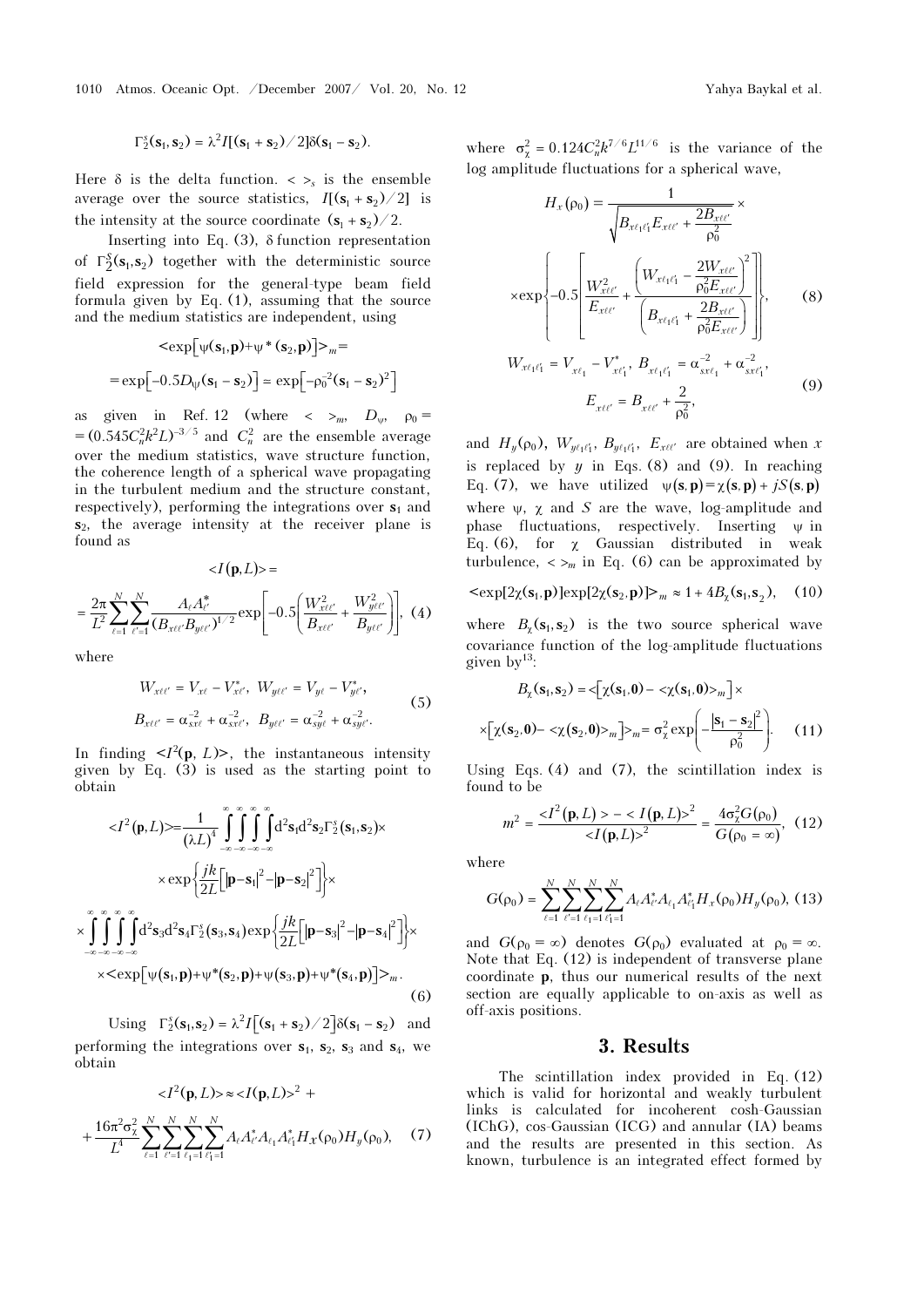$$\Gamma_2^s(\mathbf{s}_1,\mathbf{s}_2) = \lambda^2 I[(\mathbf{s}_1+\mathbf{s}_2)/2]\delta(\mathbf{s}_1-\mathbf{s}_2).$$

Here $\delta$ is the delta function. $<\,>_s$ is the ensemble average over the source statistics, $I[(\mathbf{s}_1+\mathbf{s}_2)/2]$ is the intensity at the source coordinate $(\mathbf{s}_1+\mathbf{s}_2)/2$.

Inserting into Eq. (3), $\delta$ function representation of $\Gamma_2^S(\mathbf{s}_1,\mathbf{s}_2)$ together with the deterministic source field expression for the general-type beam field formula given by Eq. (1), assuming that the source and the medium statistics are independent, using

$$<\exp\left[\psi(\mathbf{s}_1,\mathbf{p})+\psi^*(\mathbf{s}_2,\mathbf{p})\right]>_m =$$
$$= \exp\left[-0.5D_\psi(\mathbf{s}_1-\mathbf{s}_2)\right] = \exp\left[-\rho_0^{-2}(\mathbf{s}_1-\mathbf{s}_2)^2\right]$$

as given in Ref. 12 (where $<\,>_m$, $D_\psi$, $\rho_0 = (0.545C_n^2k^2L)^{-3/5}$ and $C_n^2$ are the ensemble average over the medium statistics, wave structure function, the coherence length of a spherical wave propagating in the turbulent medium and the structure constant, respectively), performing the integrations over $\mathbf{s}_1$ and $\mathbf{s}_2$, the average intensity at the receiver plane is found as

$$<I(\mathbf{p},L)> = \frac{2\pi}{L^2}\sum_{\ell=1}^{N}\sum_{\ell'=1}^{N}\frac{A_\ell A_{\ell'}^*}{(B_{x\ell\ell'}B_{y\ell\ell'})^{1/2}}\exp\left[-0.5\left(\frac{W_{x\ell\ell'}^2}{B_{x\ell\ell'}}+\frac{W_{y\ell\ell'}^2}{B_{y\ell\ell'}}\right)\right], \quad (4)$$

where

$$W_{x\ell\ell'} = V_{x\ell} - V_{x\ell'}^*,\ W_{y\ell\ell'} = V_{y\ell} - V_{y\ell'}^*,$$
$$B_{x\ell\ell'} = \alpha_{sx\ell}^{-2} + \alpha_{sx\ell'}^{-2},\ B_{y\ell\ell'} = \alpha_{sy\ell}^{-2} + \alpha_{sy\ell'}^{-2}. \quad (5)$$

In finding $<I^2(\mathbf{p},L)>$, the instantaneous intensity given by Eq. (3) is used as the starting point to obtain

$$<I^2(\mathbf{p},L)> = \frac{1}{(\lambda L)^4}\int_{-\infty}^{\infty}\int_{-\infty}^{\infty}\int_{-\infty}^{\infty}\int_{-\infty}^{\infty} d^2\mathbf{s}_1 d^2\mathbf{s}_2 \Gamma_2^s(\mathbf{s}_1,\mathbf{s}_2)\times$$
$$\times\exp\left\{\frac{jk}{2L}\left[|\mathbf{p}-\mathbf{s}_1|^2 - |\mathbf{p}-\mathbf{s}_2|^2\right]\right\}\times$$
$$\times\int_{-\infty}^{\infty}\int_{-\infty}^{\infty}\int_{-\infty}^{\infty}\int_{-\infty}^{\infty} d^2\mathbf{s}_3 d^2\mathbf{s}_4 \Gamma_2^s(\mathbf{s}_3,\mathbf{s}_4)\exp\left\{\frac{jk}{2L}\left[|\mathbf{p}-\mathbf{s}_3|^2 - |\mathbf{p}-\mathbf{s}_4|^2\right]\right\}\times$$
$$\times<\exp\left[\psi(\mathbf{s}_1,\mathbf{p})+\psi^*(\mathbf{s}_2,\mathbf{p})+\psi(\mathbf{s}_3,\mathbf{p})+\psi^*(\mathbf{s}_4,\mathbf{p})\right]>_m. \quad (6)$$

Using $\Gamma_2^s(\mathbf{s}_1,\mathbf{s}_2) = \lambda^2 I\left[(\mathbf{s}_1+\mathbf{s}_2)/2\right]\delta(\mathbf{s}_1-\mathbf{s}_2)$ and performing the integrations over $\mathbf{s}_1$, $\mathbf{s}_2$, $\mathbf{s}_3$ and $\mathbf{s}_4$, we obtain

$$<I^2(\mathbf{p},L)> \approx <I(\mathbf{p},L)>^2 + \frac{16\pi^2\sigma_\chi^2}{L^4}\sum_{\ell=1}^{N}\sum_{\ell'=1}^{N}\sum_{\ell_1=1}^{N}\sum_{\ell_1'=1}^{N} A_\ell A_{\ell'}^* A_{\ell_1} A_{\ell_1'}^* H_x(\rho_0)H_y(\rho_0), \quad (7)$$

where $\sigma_\chi^2 = 0.124C_n^2k^{7/6}L^{11/6}$ is the variance of the log amplitude fluctuations for a spherical wave,

$$H_x(\rho_0) = \frac{1}{\sqrt{B_{x\ell_1\ell_1'}E_{x\ell\ell'} + \dfrac{2B_{x\ell\ell'}}{\rho_0^2}}}\times$$
$$\times\exp\left\{-0.5\left[\frac{W_{x\ell\ell'}^2}{E_{x\ell\ell'}} + \frac{\left(W_{x\ell_1\ell_1'} - \dfrac{2W_{x\ell\ell'}}{\rho_0^2E_{x\ell\ell'}}\right)^2}{\left(B_{x\ell_1\ell_1'} + \dfrac{2B_{x\ell\ell'}}{\rho_0^2E_{x\ell\ell'}}\right)}\right]\right\}, \quad (8)$$

$$W_{x\ell_1\ell_1'} = V_{x\ell_1} - V_{x\ell_1'}^*,\ B_{x\ell_1\ell_1'} = \alpha_{sx\ell_1}^{-2} + \alpha_{sx\ell_1'}^{-2},$$
$$E_{x\ell\ell'} = B_{x\ell\ell'} + \frac{2}{\rho_0^2}, \quad (9)$$

and $H_y(\rho_0)$, $W_{y\ell_1\ell_1'}$, $B_{y\ell_1\ell_1'}$, $E_{x\ell\ell'}$ are obtained when $x$ is replaced by $y$ in Eqs. (8) and (9). In reaching Eq. (7), we have utilized $\psi(\mathbf{s},\mathbf{p}) = \chi(\mathbf{s},\mathbf{p}) + jS(\mathbf{s},\mathbf{p})$ where $\psi$, $\chi$ and $S$ are the wave, log-amplitude and phase fluctuations, respectively. Inserting $\psi$ in Eq. (6), for $\chi$ Gaussian distributed in weak turbulence, $<\,>_m$ in Eq. (6) can be approximated by

$$<\exp[2\chi(\mathbf{s}_1,\mathbf{p})]\exp[2\chi(\mathbf{s}_2,\mathbf{p})]>_m \approx 1 + 4B_\chi(\mathbf{s}_1,\mathbf{s}_2), \quad (10)$$

where $B_\chi(\mathbf{s}_1,\mathbf{s}_2)$ is the two source spherical wave covariance function of the log-amplitude fluctuations given by[13]:

$$B_\chi(\mathbf{s}_1,\mathbf{s}_2) = <\left[\chi(\mathbf{s}_1,\mathbf{0}) - <\chi(\mathbf{s}_1,\mathbf{0})>_m\right]\times$$
$$\times\left[\chi(\mathbf{s}_2,\mathbf{0}) - <\chi(\mathbf{s}_2,\mathbf{0})>_m\right]>_m = \sigma_\chi^2\exp\left(-\frac{|\mathbf{s}_1-\mathbf{s}_2|^2}{\rho_0^2}\right). \quad (11)$$

Using Eqs. (4) and (7), the scintillation index is found to be

$$m^2 = \frac{<I^2(\mathbf{p},L)> - <I(\mathbf{p},L)>^2}{<I(\mathbf{p},L)>^2} = \frac{4\sigma_\chi^2G(\rho_0)}{G(\rho_0=\infty)}, \quad (12)$$

where

$$G(\rho_0) = \sum_{\ell=1}^{N}\sum_{\ell'=1}^{N}\sum_{\ell_1=1}^{N}\sum_{\ell_1'=1}^{N} A_\ell A_{\ell'}^* A_{\ell_1} A_{\ell_1'}^* H_x(\rho_0)H_y(\rho_0), \quad (13)$$

and $G(\rho_0=\infty)$ denotes $G(\rho_0)$ evaluated at $\rho_0=\infty$. Note that Eq. (12) is independent of transverse plane coordinate $\mathbf{p}$, thus our numerical results of the next section are equally applicable to on-axis as well as off-axis positions.

## 3. Results

The scintillation index provided in Eq. (12) which is valid for horizontal and weakly turbulent links is calculated for incoherent cosh-Gaussian (IChG), cos-Gaussian (ICG) and annular (IA) beams and the results are presented in this section. As known, turbulence is an integrated effect formed by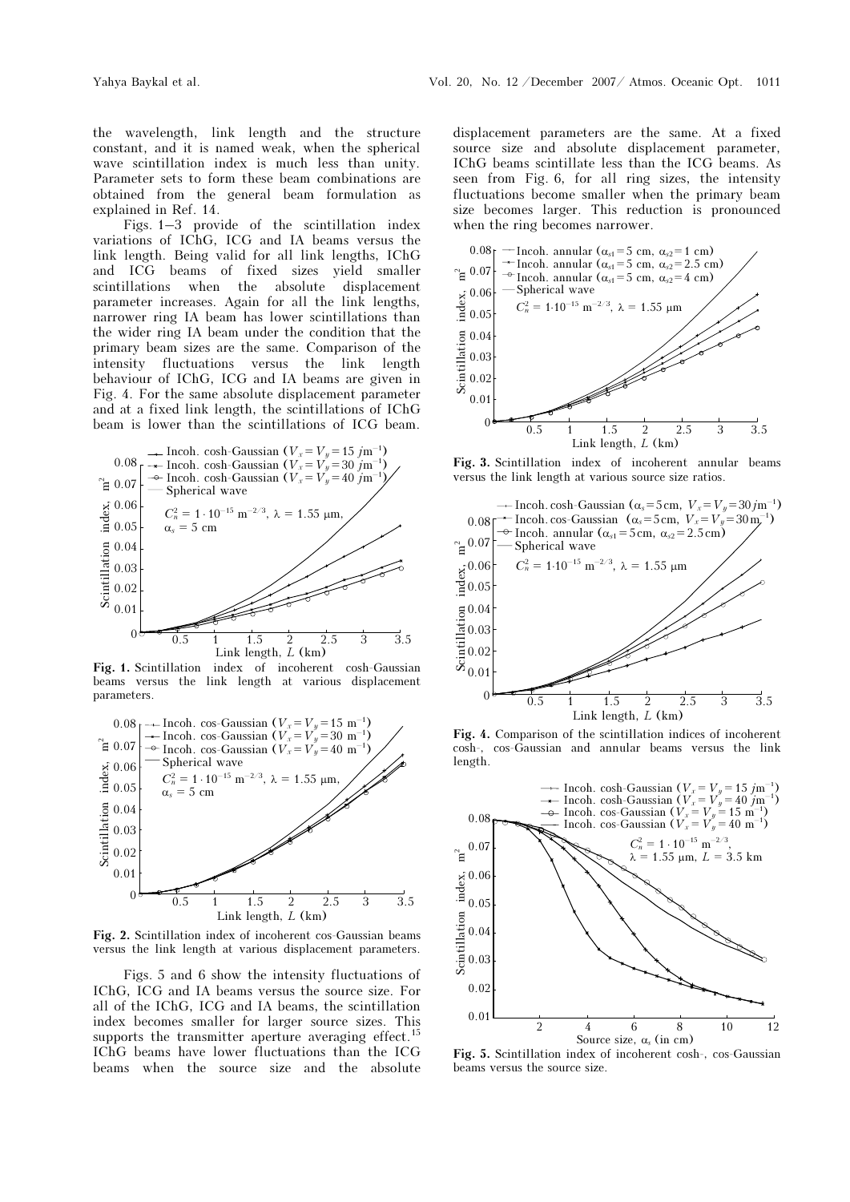the wavelength, link length and the structure constant, and it is named weak, when the spherical wave scintillation index is much less than unity. Parameter sets to form these beam combinations are obtained from the general beam formulation as explained in Ref. 14.

Figs. 1–3 provide of the scintillation index variations of IChG, ICG and IA beams versus the link length. Being valid for all link lengths, IChG and ICG beams of fixed sizes yield smaller scintillations when the absolute displacement parameter increases. Again for all the link lengths, narrower ring IA beam has lower scintillations than the wider ring IA beam under the condition that the primary beam sizes are the same. Comparison of the intensity fluctuations versus the link length behaviour of IChG, ICG and IA beams are given in Fig. 4. For the same absolute displacement parameter and at a fixed link length, the scintillations of IChG beam is lower than the scintillations of ICG beam.

**Fig. 1.** Scintillation index of incoherent cosh-Gaussian beams versus the link length at various displacement parameters.

**Fig. 2.** Scintillation index of incoherent cos-Gaussian beams versus the link length at various displacement parameters.

Figs. 5 and 6 show the intensity fluctuations of IChG, ICG and IA beams versus the source size. For all of the IChG, ICG and IA beams, the scintillation index becomes smaller for larger source sizes. This supports the transmitter aperture averaging effect.[15] IChG beams have lower fluctuations than the ICG beams when the source size and the absolute displacement parameters are the same. At a fixed source size and absolute displacement parameter, IChG beams scintillate less than the ICG beams. As seen from Fig. 6, for all ring sizes, the intensity fluctuations become smaller when the primary beam size becomes larger. This reduction is pronounced when the ring becomes narrower.

**Fig. 3.** Scintillation index of incoherent annular beams versus the link length at various source size ratios.

**Fig. 4.** Comparison of the scintillation indices of incoherent cosh-, cos-Gaussian and annular beams versus the link length.

**Fig. 5.** Scintillation index of incoherent cosh-, cos-Gaussian beams versus the source size.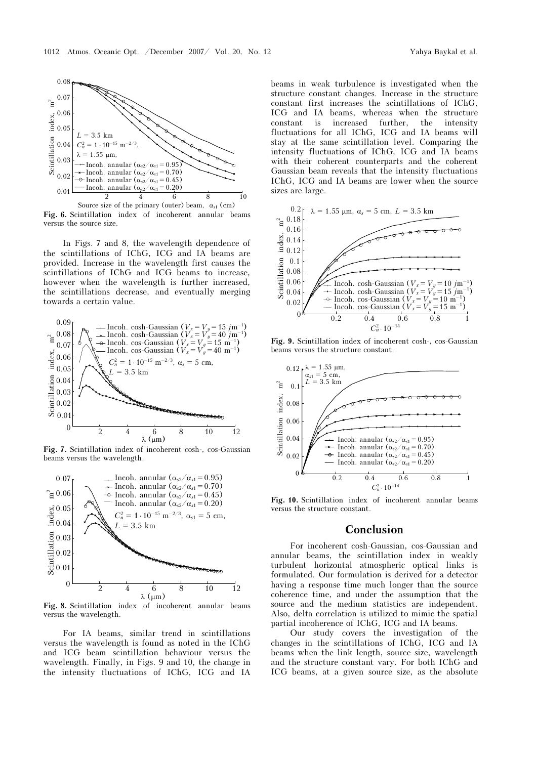Fig. 6. Scintillation index of incoherent annular beams versus the source size.

In Figs. 7 and 8, the wavelength dependence of the scintillations of IChG, ICG and IA beams are provided. Increase in the wavelength first causes the scintillations of IChG and ICG beams to increase, however when the wavelength is further increased, the scintillations decrease, and eventually merging towards a certain value.

Fig. 7. Scintillation index of incoherent cosh-, cos-Gaussian beams versus the wavelength.

Fig. 8. Scintillation index of incoherent annular beams versus the wavelength.

For IA beams, similar trend in scintillations versus the wavelength is found as noted in the IChG and ICG beam scintillation behaviour versus the wavelength. Finally, in Figs. 9 and 10, the change in the intensity fluctuations of IChG, ICG and IA beams in weak turbulence is investigated when the structure constant changes. Increase in the structure constant first increases the scintillations of IChG, ICG and IA beams, whereas when the structure constant is increased further, the intensity fluctuations for all IChG, ICG and IA beams will stay at the same scintillation level. Comparing the intensity fluctuations of IChG, ICG and IA beams with their coherent counterparts and the coherent Gaussian beam reveals that the intensity fluctuations IChG, ICG and IA beams are lower when the source sizes are large.

Fig. 9. Scintillation index of incoherent cosh-, cos-Gaussian beams versus the structure constant.

Fig. 10. Scintillation index of incoherent annular beams versus the structure constant.

## Conclusion

For incoherent cosh-Gaussian, cos-Gaussian and annular beams, the scintillation index in weakly turbulent horizontal atmospheric optical links is formulated. Our formulation is derived for a detector having a response time much longer than the source coherence time, and under the assumption that the source and the medium statistics are independent. Also, delta correlation is utilized to mimic the spatial partial incoherence of IChG, ICG and IA beams.

Our study covers the investigation of the changes in the scintillations of IChG, ICG and IA beams when the link length, source size, wavelength and the structure constant vary. For both IChG and ICG beams, at a given source size, as the absolute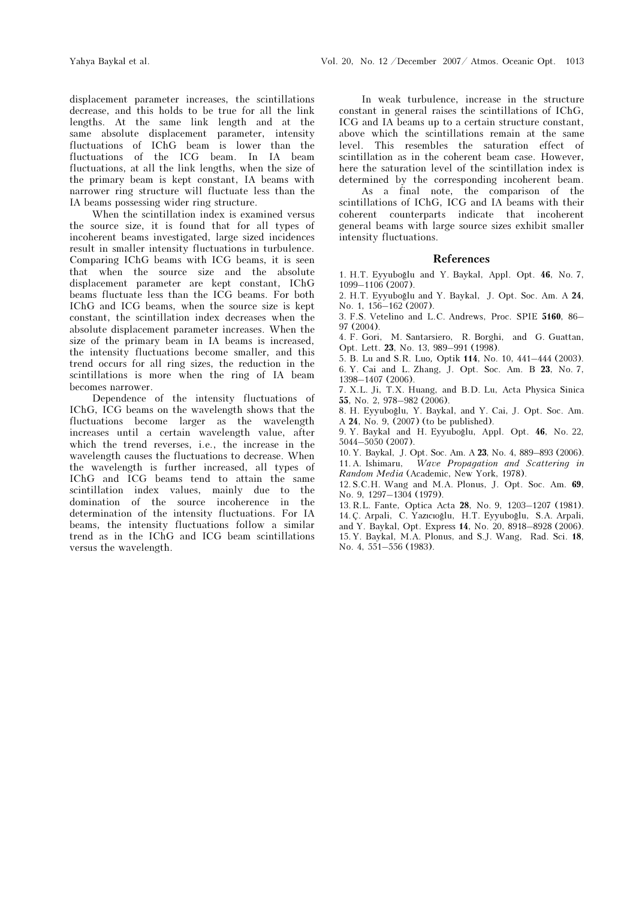displacement parameter increases, the scintillations decrease, and this holds to be true for all the link lengths. At the same link length and at the same absolute displacement parameter, intensity fluctuations of IChG beam is lower than the fluctuations of the ICG beam. In IA beam fluctuations, at all the link lengths, when the size of the primary beam is kept constant, IA beams with narrower ring structure will fluctuate less than the IA beams possessing wider ring structure.

When the scintillation index is examined versus the source size, it is found that for all types of incoherent beams investigated, large sized incidences result in smaller intensity fluctuations in turbulence. Comparing IChG beams with ICG beams, it is seen that when the source size and the absolute displacement parameter are kept constant, IChG beams fluctuate less than the ICG beams. For both IChG and ICG beams, when the source size is kept constant, the scintillation index decreases when the absolute displacement parameter increases. When the size of the primary beam in IA beams is increased, the intensity fluctuations become smaller, and this trend occurs for all ring sizes, the reduction in the scintillations is more when the ring of IA beam becomes narrower.

Dependence of the intensity fluctuations of IChG, ICG beams on the wavelength shows that the fluctuations become larger as the wavelength increases until a certain wavelength value, after which the trend reverses, i.e., the increase in the wavelength causes the fluctuations to decrease. When the wavelength is further increased, all types of IChG and ICG beams tend to attain the same scintillation index values, mainly due to the domination of the source incoherence in the determination of the intensity fluctuations. For IA beams, the intensity fluctuations follow a similar trend as in the IChG and ICG beam scintillations versus the wavelength.

In weak turbulence, increase in the structure constant in general raises the scintillations of IChG, ICG and IA beams up to a certain structure constant, above which the scintillations remain at the same level. This resembles the saturation effect of scintillation as in the coherent beam case. However, here the saturation level of the scintillation index is determined by the corresponding incoherent beam.

As a final note, the comparison of the scintillations of IChG, ICG and IA beams with their coherent counterparts indicate that incoherent general beams with large source sizes exhibit smaller intensity fluctuations.

## References

1. H.T. Eyyuboğlu and Y. Baykal, Appl. Opt. **46**, No. 7, 1099–1106 (2007).
2. H.T. Eyyuboğlu and Y. Baykal, J. Opt. Soc. Am. A **24**, No. 1, 156–162 (2007).
3. F.S. Vetelino and L.C. Andrews, Proc. SPIE **5160**, 86–97 (2004).
4. F. Gori, M. Santarsiero, R. Borghi, and G. Guattan, Opt. Lett. **23**, No. 13, 989–991 (1998).
5. B. Lu and S.R. Luo, Optik **114**, No. 10, 441–444 (2003).
6. Y. Cai and L. Zhang, J. Opt. Soc. Am. B **23**, No. 7, 1398–1407 (2006).
7. X.L. Ji, T.X. Huang, and B.D. Lu, Acta Physica Sinica **55**, No. 2, 978–982 (2006).
8. H. Eyyuboğlu, Y. Baykal, and Y. Cai, J. Opt. Soc. Am. A **24**, No. 9, (2007) (to be published).
9. Y. Baykal and H. Eyyuboğlu, Appl. Opt. **46**, No. 22, 5044–5050 (2007).
10. Y. Baykal, J. Opt. Soc. Am. A **23**, No. 4, 889–893 (2006).
11. A. Ishimaru, *Wave Propagation and Scattering in Random Media* (Academic, New York, 1978).
12. S.C.H. Wang and M.A. Plonus, J. Opt. Soc. Am. **69**, No. 9, 1297–1304 (1979).
13. R.L. Fante, Optica Acta **28**, No. 9, 1203–1207 (1981).
14. Ç. Arpali, C. Yazıcıoğlu, H.T. Eyyuboğlu, S.A. Arpali, and Y. Baykal, Opt. Express **14**, No. 20, 8918–8928 (2006).
15. Y. Baykal, M.A. Plonus, and S.J. Wang, Rad. Sci. **18**, No. 4, 551–556 (1983).